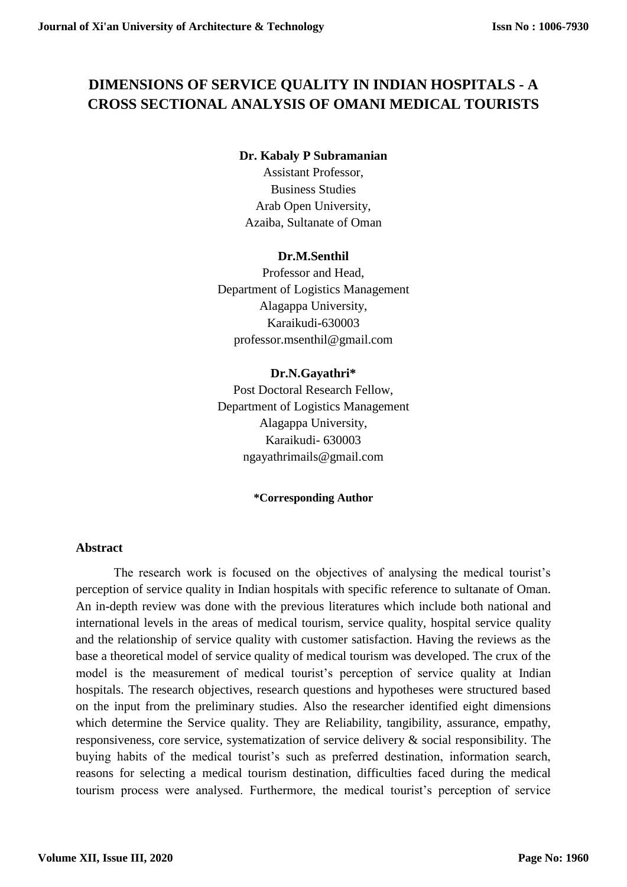# DIMENSIONS OF SERVICE QUALITY IN INDIAN HOSPITALS - A CROSS SECTIONAL ANALYSIS OF OMANI MEDICAL TOURISTS

**Dr. Kabaly P Subramanian**
Assistant Professor,
Business Studies
Arab Open University,
Azaiba, Sultanate of Oman

**Dr.M.Senthil**
Professor and Head,
Department of Logistics Management
Alagappa University,
Karaikudi-630003
professor.msenthil@gmail.com

**Dr.N.Gayathri***
Post Doctoral Research Fellow,
Department of Logistics Management
Alagappa University,
Karaikudi- 630003
ngayathrimails@gmail.com

***Corresponding Author**

## Abstract

The research work is focused on the objectives of analysing the medical tourist's perception of service quality in Indian hospitals with specific reference to sultanate of Oman. An in-depth review was done with the previous literatures which include both national and international levels in the areas of medical tourism, service quality, hospital service quality and the relationship of service quality with customer satisfaction. Having the reviews as the base a theoretical model of service quality of medical tourism was developed. The crux of the model is the measurement of medical tourist's perception of service quality at Indian hospitals. The research objectives, research questions and hypotheses were structured based on the input from the preliminary studies. Also the researcher identified eight dimensions which determine the Service quality. They are Reliability, tangibility, assurance, empathy, responsiveness, core service, systematization of service delivery & social responsibility. The buying habits of the medical tourist's such as preferred destination, information search, reasons for selecting a medical tourism destination, difficulties faced during the medical tourism process were analysed. Furthermore, the medical tourist's perception of service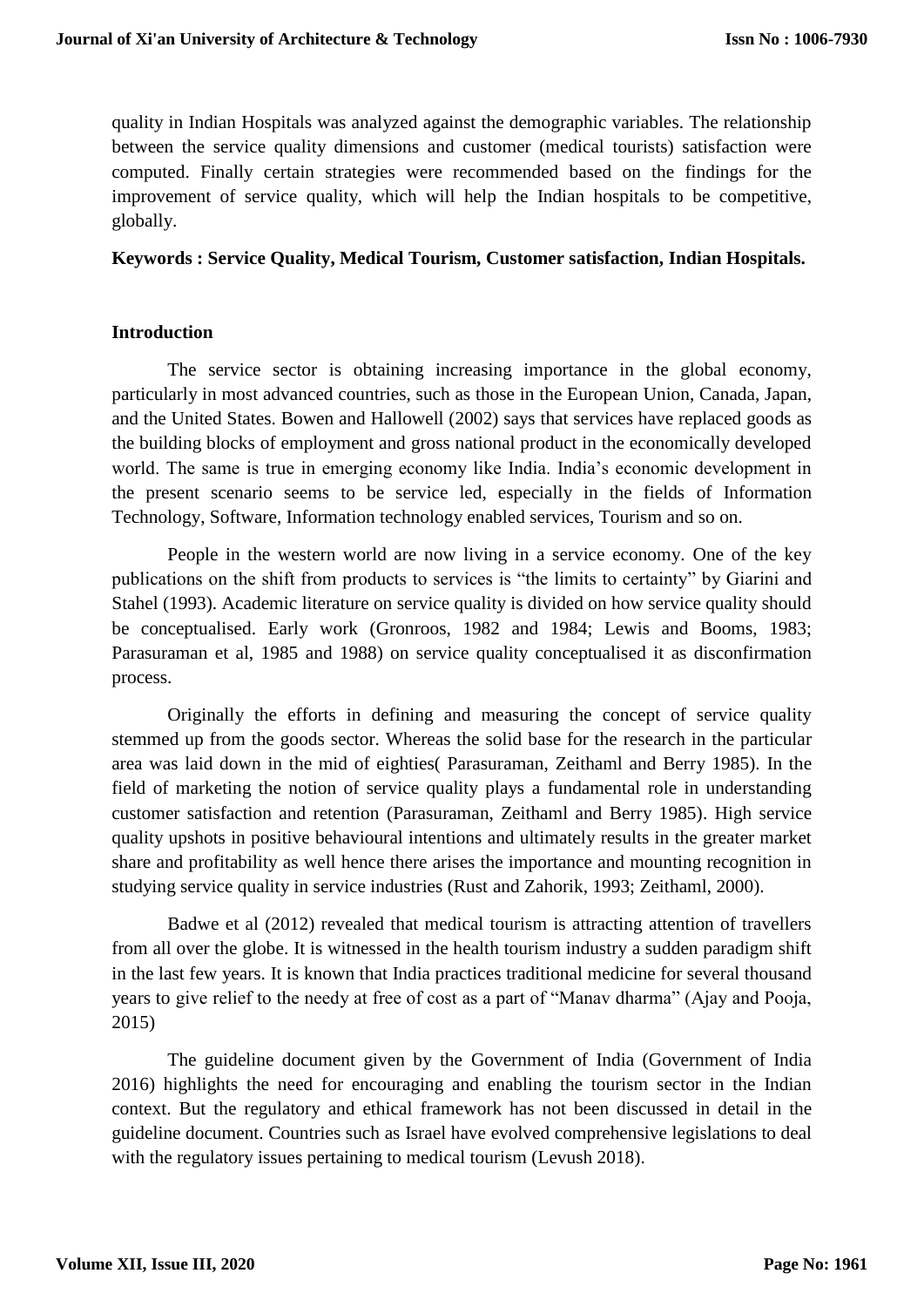quality in Indian Hospitals was analyzed against the demographic variables. The relationship between the service quality dimensions and customer (medical tourists) satisfaction were computed. Finally certain strategies were recommended based on the findings for the improvement of service quality, which will help the Indian hospitals to be competitive, globally.

**Keywords : Service Quality, Medical Tourism, Customer satisfaction, Indian Hospitals.**

## Introduction

The service sector is obtaining increasing importance in the global economy, particularly in most advanced countries, such as those in the European Union, Canada, Japan, and the United States. Bowen and Hallowell (2002) says that services have replaced goods as the building blocks of employment and gross national product in the economically developed world. The same is true in emerging economy like India. India's economic development in the present scenario seems to be service led, especially in the fields of Information Technology, Software, Information technology enabled services, Tourism and so on.

People in the western world are now living in a service economy. One of the key publications on the shift from products to services is "the limits to certainty" by Giarini and Stahel (1993). Academic literature on service quality is divided on how service quality should be conceptualised. Early work (Gronroos, 1982 and 1984; Lewis and Booms, 1983; Parasuraman et al, 1985 and 1988) on service quality conceptualised it as disconfirmation process.

Originally the efforts in defining and measuring the concept of service quality stemmed up from the goods sector. Whereas the solid base for the research in the particular area was laid down in the mid of eighties( Parasuraman, Zeithaml and Berry 1985). In the field of marketing the notion of service quality plays a fundamental role in understanding customer satisfaction and retention (Parasuraman, Zeithaml and Berry 1985). High service quality upshots in positive behavioural intentions and ultimately results in the greater market share and profitability as well hence there arises the importance and mounting recognition in studying service quality in service industries (Rust and Zahorik, 1993; Zeithaml, 2000).

Badwe et al (2012) revealed that medical tourism is attracting attention of travellers from all over the globe. It is witnessed in the health tourism industry a sudden paradigm shift in the last few years. It is known that India practices traditional medicine for several thousand years to give relief to the needy at free of cost as a part of "Manav dharma" (Ajay and Pooja, 2015)

The guideline document given by the Government of India (Government of India 2016) highlights the need for encouraging and enabling the tourism sector in the Indian context. But the regulatory and ethical framework has not been discussed in detail in the guideline document. Countries such as Israel have evolved comprehensive legislations to deal with the regulatory issues pertaining to medical tourism (Levush 2018).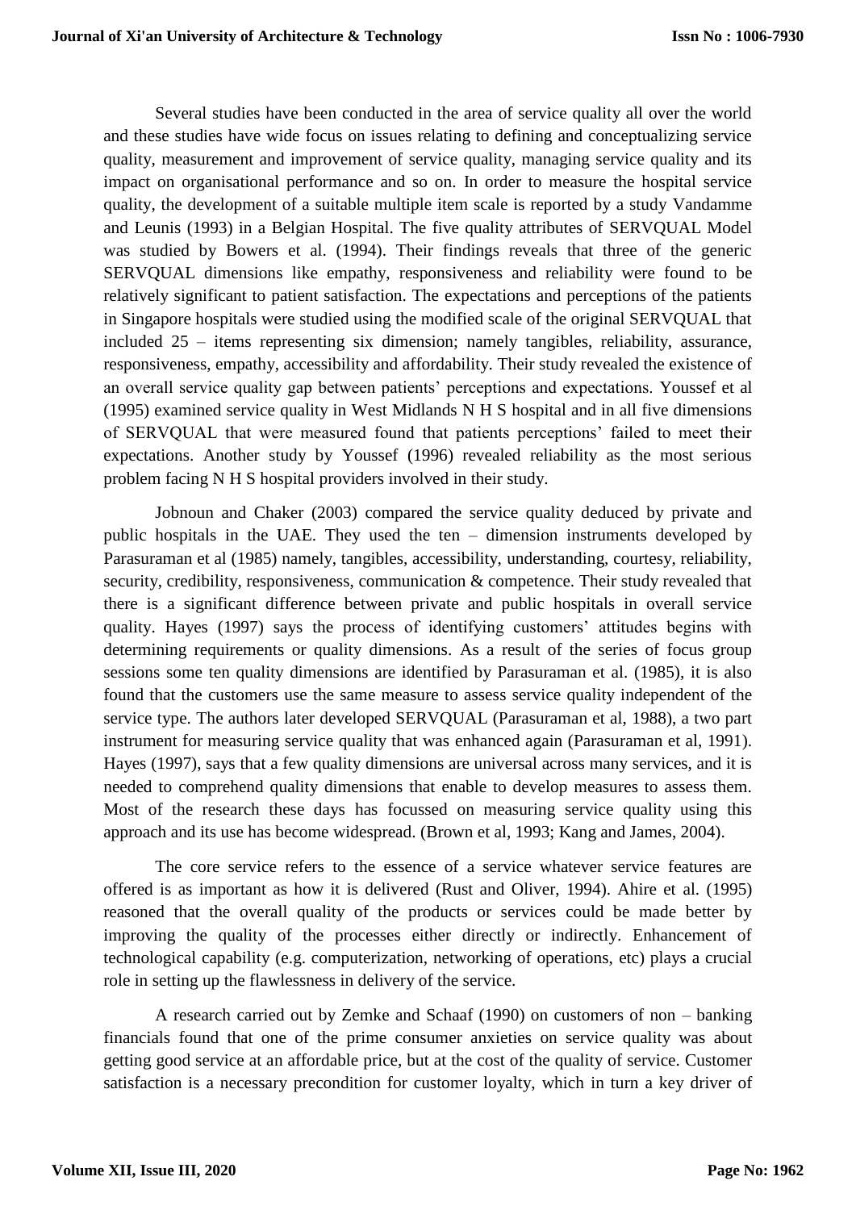Several studies have been conducted in the area of service quality all over the world and these studies have wide focus on issues relating to defining and conceptualizing service quality, measurement and improvement of service quality, managing service quality and its impact on organisational performance and so on. In order to measure the hospital service quality, the development of a suitable multiple item scale is reported by a study Vandamme and Leunis (1993) in a Belgian Hospital. The five quality attributes of SERVQUAL Model was studied by Bowers et al. (1994). Their findings reveals that three of the generic SERVQUAL dimensions like empathy, responsiveness and reliability were found to be relatively significant to patient satisfaction. The expectations and perceptions of the patients in Singapore hospitals were studied using the modified scale of the original SERVQUAL that included 25 – items representing six dimension; namely tangibles, reliability, assurance, responsiveness, empathy, accessibility and affordability. Their study revealed the existence of an overall service quality gap between patients' perceptions and expectations. Youssef et al (1995) examined service quality in West Midlands N H S hospital and in all five dimensions of SERVQUAL that were measured found that patients perceptions' failed to meet their expectations. Another study by Youssef (1996) revealed reliability as the most serious problem facing N H S hospital providers involved in their study.

Jobnoun and Chaker (2003) compared the service quality deduced by private and public hospitals in the UAE. They used the ten – dimension instruments developed by Parasuraman et al (1985) namely, tangibles, accessibility, understanding, courtesy, reliability, security, credibility, responsiveness, communication & competence. Their study revealed that there is a significant difference between private and public hospitals in overall service quality. Hayes (1997) says the process of identifying customers' attitudes begins with determining requirements or quality dimensions. As a result of the series of focus group sessions some ten quality dimensions are identified by Parasuraman et al. (1985), it is also found that the customers use the same measure to assess service quality independent of the service type. The authors later developed SERVQUAL (Parasuraman et al, 1988), a two part instrument for measuring service quality that was enhanced again (Parasuraman et al, 1991). Hayes (1997), says that a few quality dimensions are universal across many services, and it is needed to comprehend quality dimensions that enable to develop measures to assess them. Most of the research these days has focussed on measuring service quality using this approach and its use has become widespread. (Brown et al, 1993; Kang and James, 2004).

The core service refers to the essence of a service whatever service features are offered is as important as how it is delivered (Rust and Oliver, 1994). Ahire et al. (1995) reasoned that the overall quality of the products or services could be made better by improving the quality of the processes either directly or indirectly. Enhancement of technological capability (e.g. computerization, networking of operations, etc) plays a crucial role in setting up the flawlessness in delivery of the service.

A research carried out by Zemke and Schaaf (1990) on customers of non – banking financials found that one of the prime consumer anxieties on service quality was about getting good service at an affordable price, but at the cost of the quality of service. Customer satisfaction is a necessary precondition for customer loyalty, which in turn a key driver of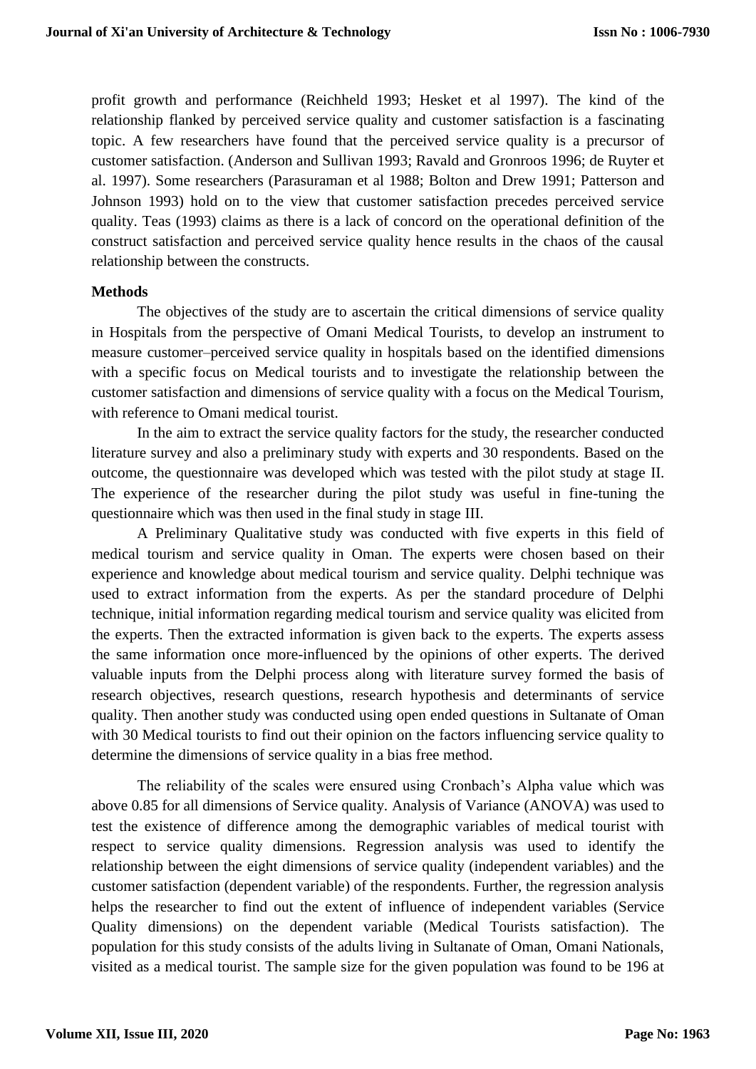profit growth and performance (Reichheld 1993; Hesket et al 1997). The kind of the relationship flanked by perceived service quality and customer satisfaction is a fascinating topic. A few researchers have found that the perceived service quality is a precursor of customer satisfaction. (Anderson and Sullivan 1993; Ravald and Gronroos 1996; de Ruyter et al. 1997). Some researchers (Parasuraman et al 1988; Bolton and Drew 1991; Patterson and Johnson 1993) hold on to the view that customer satisfaction precedes perceived service quality. Teas (1993) claims as there is a lack of concord on the operational definition of the construct satisfaction and perceived service quality hence results in the chaos of the causal relationship between the constructs.

**Methods**

The objectives of the study are to ascertain the critical dimensions of service quality in Hospitals from the perspective of Omani Medical Tourists, to develop an instrument to measure customer–perceived service quality in hospitals based on the identified dimensions with a specific focus on Medical tourists and to investigate the relationship between the customer satisfaction and dimensions of service quality with a focus on the Medical Tourism, with reference to Omani medical tourist.

In the aim to extract the service quality factors for the study, the researcher conducted literature survey and also a preliminary study with experts and 30 respondents. Based on the outcome, the questionnaire was developed which was tested with the pilot study at stage II. The experience of the researcher during the pilot study was useful in fine-tuning the questionnaire which was then used in the final study in stage III.

A Preliminary Qualitative study was conducted with five experts in this field of medical tourism and service quality in Oman. The experts were chosen based on their experience and knowledge about medical tourism and service quality. Delphi technique was used to extract information from the experts. As per the standard procedure of Delphi technique, initial information regarding medical tourism and service quality was elicited from the experts. Then the extracted information is given back to the experts. The experts assess the same information once more-influenced by the opinions of other experts. The derived valuable inputs from the Delphi process along with literature survey formed the basis of research objectives, research questions, research hypothesis and determinants of service quality. Then another study was conducted using open ended questions in Sultanate of Oman with 30 Medical tourists to find out their opinion on the factors influencing service quality to determine the dimensions of service quality in a bias free method.

The reliability of the scales were ensured using Cronbach's Alpha value which was above 0.85 for all dimensions of Service quality. Analysis of Variance (ANOVA) was used to test the existence of difference among the demographic variables of medical tourist with respect to service quality dimensions. Regression analysis was used to identify the relationship between the eight dimensions of service quality (independent variables) and the customer satisfaction (dependent variable) of the respondents. Further, the regression analysis helps the researcher to find out the extent of influence of independent variables (Service Quality dimensions) on the dependent variable (Medical Tourists satisfaction). The population for this study consists of the adults living in Sultanate of Oman, Omani Nationals, visited as a medical tourist. The sample size for the given population was found to be 196 at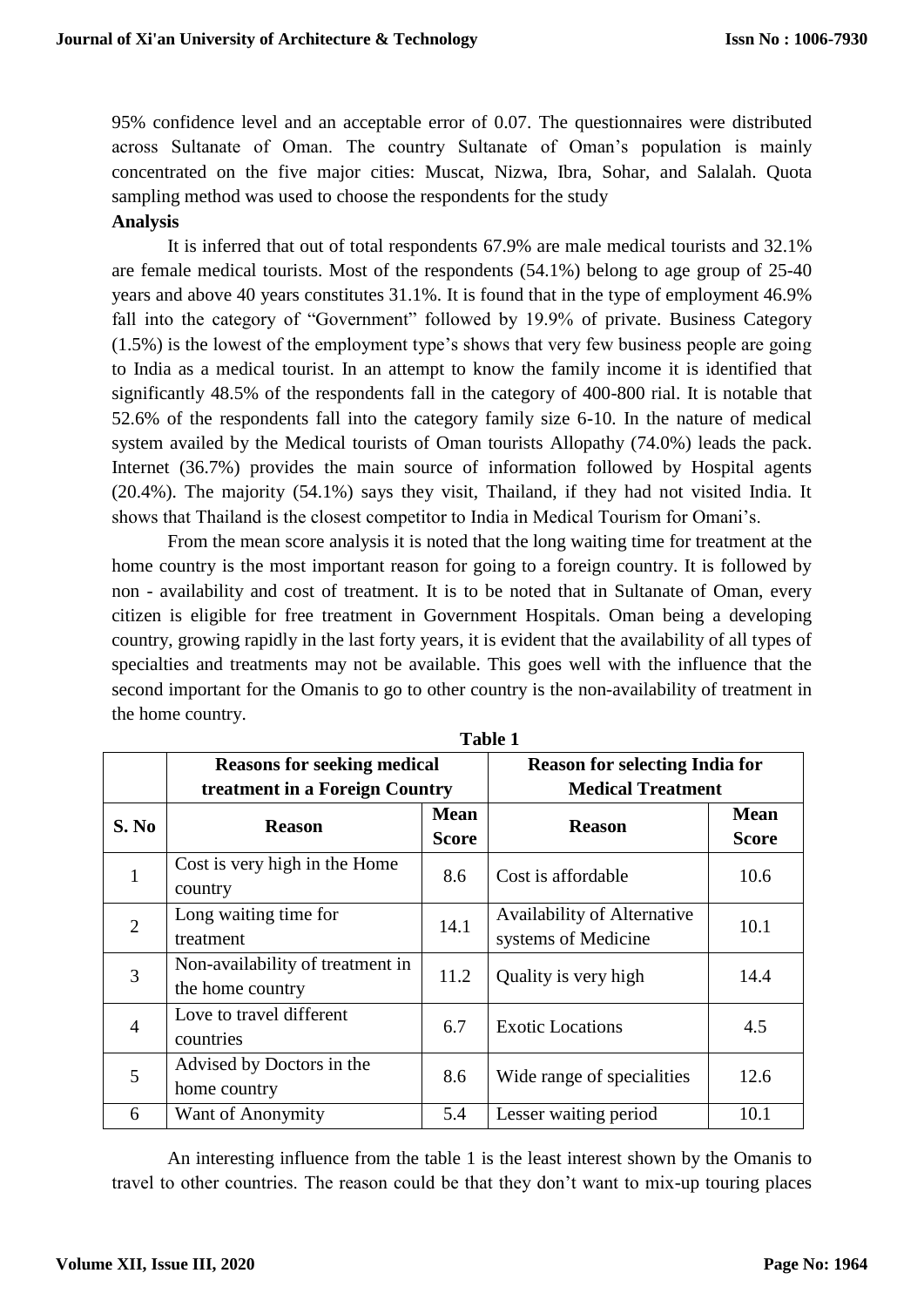95% confidence level and an acceptable error of 0.07. The questionnaires were distributed across Sultanate of Oman. The country Sultanate of Oman's population is mainly concentrated on the five major cities: Muscat, Nizwa, Ibra, Sohar, and Salalah. Quota sampling method was used to choose the respondents for the study

**Analysis**

It is inferred that out of total respondents 67.9% are male medical tourists and 32.1% are female medical tourists. Most of the respondents (54.1%) belong to age group of 25-40 years and above 40 years constitutes 31.1%. It is found that in the type of employment 46.9% fall into the category of "Government" followed by 19.9% of private. Business Category (1.5%) is the lowest of the employment type's shows that very few business people are going to India as a medical tourist. In an attempt to know the family income it is identified that significantly 48.5% of the respondents fall in the category of 400-800 rial. It is notable that 52.6% of the respondents fall into the category family size 6-10. In the nature of medical system availed by the Medical tourists of Oman tourists Allopathy (74.0%) leads the pack. Internet (36.7%) provides the main source of information followed by Hospital agents (20.4%). The majority (54.1%) says they visit, Thailand, if they had not visited India. It shows that Thailand is the closest competitor to India in Medical Tourism for Omani's.

From the mean score analysis it is noted that the long waiting time for treatment at the home country is the most important reason for going to a foreign country. It is followed by non - availability and cost of treatment. It is to be noted that in Sultanate of Oman, every citizen is eligible for free treatment in Government Hospitals. Oman being a developing country, growing rapidly in the last forty years, it is evident that the availability of all types of specialties and treatments may not be available. This goes well with the influence that the second important for the Omanis to go to other country is the non-availability of treatment in the home country.

**Table 1**

| | **Reasons for seeking medical treatment in a Foreign Country** | | **Reason for selecting India for Medical Treatment** | |
|---|---|---|---|---|
| **S. No** | **Reason** | **Mean Score** | **Reason** | **Mean Score** |
| 1 | Cost is very high in the Home country | 8.6 | Cost is affordable | 10.6 |
| 2 | Long waiting time for treatment | 14.1 | Availability of Alternative systems of Medicine | 10.1 |
| 3 | Non-availability of treatment in the home country | 11.2 | Quality is very high | 14.4 |
| 4 | Love to travel different countries | 6.7 | Exotic Locations | 4.5 |
| 5 | Advised by Doctors in the home country | 8.6 | Wide range of specialities | 12.6 |
| 6 | Want of Anonymity | 5.4 | Lesser waiting period | 10.1 |

An interesting influence from the table 1 is the least interest shown by the Omanis to travel to other countries. The reason could be that they don't want to mix-up touring places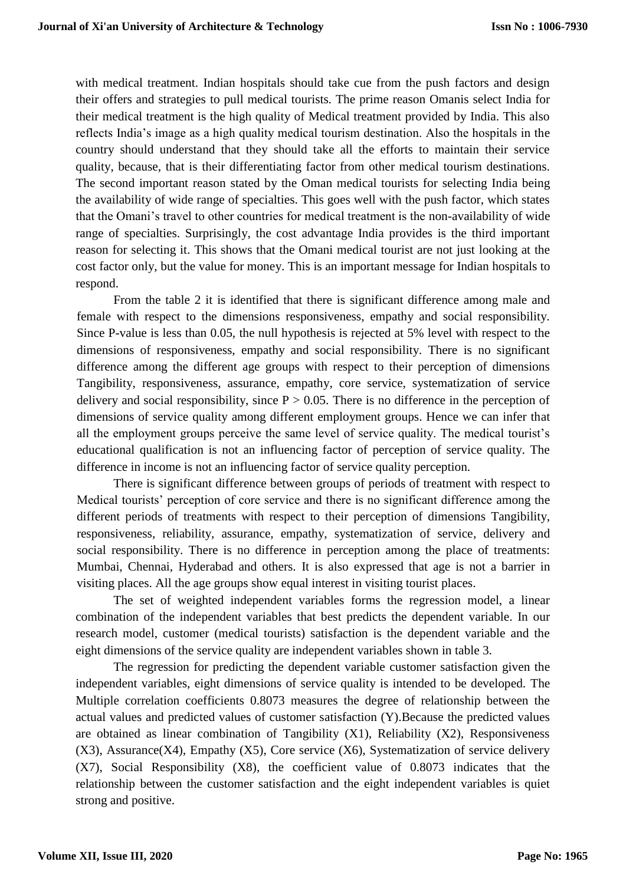with medical treatment. Indian hospitals should take cue from the push factors and design their offers and strategies to pull medical tourists. The prime reason Omanis select India for their medical treatment is the high quality of Medical treatment provided by India. This also reflects India's image as a high quality medical tourism destination. Also the hospitals in the country should understand that they should take all the efforts to maintain their service quality, because, that is their differentiating factor from other medical tourism destinations. The second important reason stated by the Oman medical tourists for selecting India being the availability of wide range of specialties. This goes well with the push factor, which states that the Omani's travel to other countries for medical treatment is the non-availability of wide range of specialties. Surprisingly, the cost advantage India provides is the third important reason for selecting it. This shows that the Omani medical tourist are not just looking at the cost factor only, but the value for money. This is an important message for Indian hospitals to respond.

From the table 2 it is identified that there is significant difference among male and female with respect to the dimensions responsiveness, empathy and social responsibility. Since P-value is less than 0.05, the null hypothesis is rejected at 5% level with respect to the dimensions of responsiveness, empathy and social responsibility. There is no significant difference among the different age groups with respect to their perception of dimensions Tangibility, responsiveness, assurance, empathy, core service, systematization of service delivery and social responsibility, since $P > 0.05$. There is no difference in the perception of dimensions of service quality among different employment groups. Hence we can infer that all the employment groups perceive the same level of service quality. The medical tourist's educational qualification is not an influencing factor of perception of service quality. The difference in income is not an influencing factor of service quality perception.

There is significant difference between groups of periods of treatment with respect to Medical tourists' perception of core service and there is no significant difference among the different periods of treatments with respect to their perception of dimensions Tangibility, responsiveness, reliability, assurance, empathy, systematization of service, delivery and social responsibility. There is no difference in perception among the place of treatments: Mumbai, Chennai, Hyderabad and others. It is also expressed that age is not a barrier in visiting places. All the age groups show equal interest in visiting tourist places.

The set of weighted independent variables forms the regression model, a linear combination of the independent variables that best predicts the dependent variable. In our research model, customer (medical tourists) satisfaction is the dependent variable and the eight dimensions of the service quality are independent variables shown in table 3.

The regression for predicting the dependent variable customer satisfaction given the independent variables, eight dimensions of service quality is intended to be developed. The Multiple correlation coefficients 0.8073 measures the degree of relationship between the actual values and predicted values of customer satisfaction (Y).Because the predicted values are obtained as linear combination of Tangibility ($X_1$), Reliability ($X_2$), Responsiveness ($X_3$), Assurance($X_4$), Empathy ($X_5$), Core service ($X_6$), Systematization of service delivery ($X_7$), Social Responsibility ($X_8$), the coefficient value of 0.8073 indicates that the relationship between the customer satisfaction and the eight independent variables is quiet strong and positive.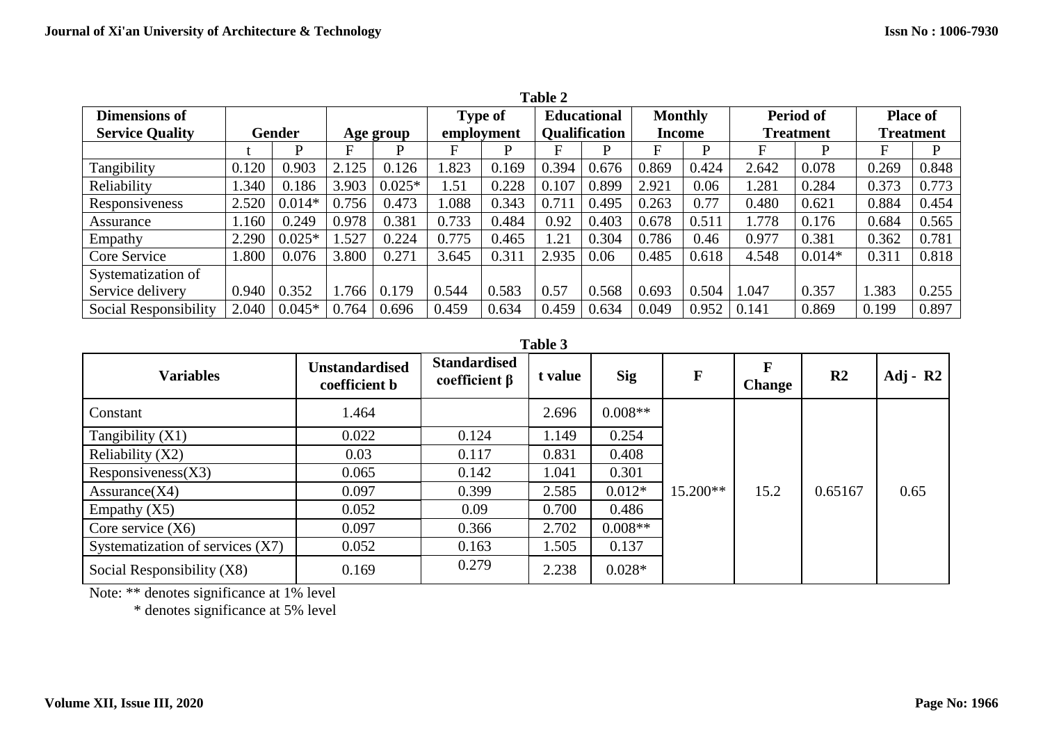**Table 2**

| Dimensions of Service Quality | Gender | | Age group | | Type of employment | | Educational Qualification | | Monthly Income | | Period of Treatment | | Place of Treatment | |
|---|---|---|---|---|---|---|---|---|---|---|---|---|---|---|
| | t | P | F | P | F | P | F | P | F | P | F | P | F | P |
| Tangibility | 0.120 | 0.903 | 2.125 | 0.126 | 1.823 | 0.169 | 0.394 | 0.676 | 0.869 | 0.424 | 2.642 | 0.078 | 0.269 | 0.848 |
| Reliability | 1.340 | 0.186 | 3.903 | 0.025* | 1.51 | 0.228 | 0.107 | 0.899 | 2.921 | 0.06 | 1.281 | 0.284 | 0.373 | 0.773 |
| Responsiveness | 2.520 | 0.014* | 0.756 | 0.473 | 1.088 | 0.343 | 0.711 | 0.495 | 0.263 | 0.77 | 0.480 | 0.621 | 0.884 | 0.454 |
| Assurance | 1.160 | 0.249 | 0.978 | 0.381 | 0.733 | 0.484 | 0.92 | 0.403 | 0.678 | 0.511 | 1.778 | 0.176 | 0.684 | 0.565 |
| Empathy | 2.290 | 0.025* | 1.527 | 0.224 | 0.775 | 0.465 | 1.21 | 0.304 | 0.786 | 0.46 | 0.977 | 0.381 | 0.362 | 0.781 |
| Core Service | 1.800 | 0.076 | 3.800 | 0.271 | 3.645 | 0.311 | 2.935 | 0.06 | 0.485 | 0.618 | 4.548 | 0.014* | 0.311 | 0.818 |
| Systematization of Service delivery | 0.940 | 0.352 | 1.766 | 0.179 | 0.544 | 0.583 | 0.57 | 0.568 | 0.693 | 0.504 | 1.047 | 0.357 | 1.383 | 0.255 |
| Social Responsibility | 2.040 | 0.045* | 0.764 | 0.696 | 0.459 | 0.634 | 0.459 | 0.634 | 0.049 | 0.952 | 0.141 | 0.869 | 0.199 | 0.897 |

**Table 3**

| Variables | Unstandardised coefficient b | Standardised coefficient β | t value | Sig | F | F Change | R2 | Adj - R2 |
|---|---|---|---|---|---|---|---|---|
| Constant | 1.464 | | 2.696 | 0.008** | 15.200** | 15.2 | 0.65167 | 0.65 |
| Tangibility (X1) | 0.022 | 0.124 | 1.149 | 0.254 | | | | |
| Reliability (X2) | 0.03 | 0.117 | 0.831 | 0.408 | | | | |
| Responsiveness(X3) | 0.065 | 0.142 | 1.041 | 0.301 | | | | |
| Assurance(X4) | 0.097 | 0.399 | 2.585 | 0.012* | | | | |
| Empathy (X5) | 0.052 | 0.09 | 0.700 | 0.486 | | | | |
| Core service (X6) | 0.097 | 0.366 | 2.702 | 0.008** | | | | |
| Systematization of services (X7) | 0.052 | 0.163 | 1.505 | 0.137 | | | | |
| Social Responsibility (X8) | 0.169 | 0.279 | 2.238 | 0.028* | | | | |

Note: ** denotes significance at 1% level

* denotes significance at 5% level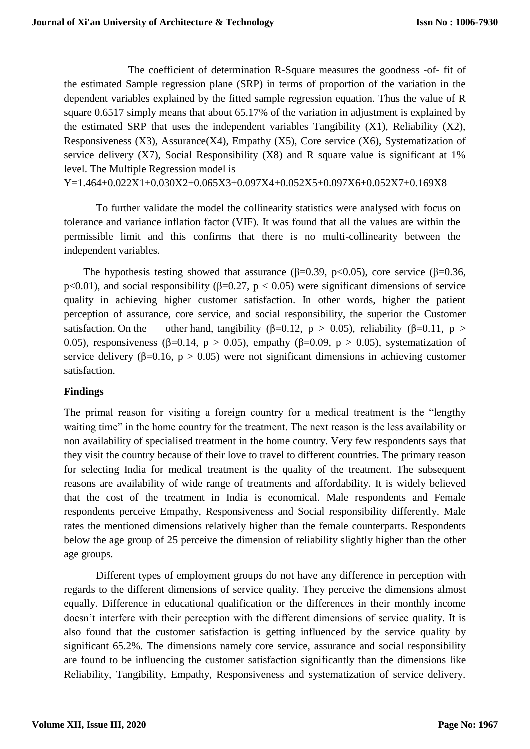The coefficient of determination R-Square measures the goodness -of- fit of the estimated Sample regression plane (SRP) in terms of proportion of the variation in the dependent variables explained by the fitted sample regression equation. Thus the value of R square 0.6517 simply means that about 65.17% of the variation in adjustment is explained by the estimated SRP that uses the independent variables Tangibility (X1), Reliability (X2), Responsiveness (X3), Assurance(X4), Empathy (X5), Core service (X6), Systematization of service delivery (X7), Social Responsibility (X8) and R square value is significant at 1% level. The Multiple Regression model is

$$Y=1.464+0.022X1+0.030X2+0.065X3+0.097X4+0.052X5+0.097X6+0.052X7+0.169X8$$

To further validate the model the collinearity statistics were analysed with focus on tolerance and variance inflation factor (VIF). It was found that all the values are within the permissible limit and this confirms that there is no multi-collinearity between the independent variables.

The hypothesis testing showed that assurance ($\beta=0.39$, $p<0.05$), core service ($\beta=0.36$, $p<0.01$), and social responsibility ($\beta=0.27$, $p < 0.05$) were significant dimensions of service quality in achieving higher customer satisfaction. In other words, higher the patient perception of assurance, core service, and social responsibility, the superior the Customer satisfaction. On the other hand, tangibility ($\beta=0.12$, $p > 0.05$), reliability ($\beta=0.11$, $p > 0.05$), responsiveness ($\beta=0.14$, $p > 0.05$), empathy ($\beta=0.09$, $p > 0.05$), systematization of service delivery ($\beta=0.16$, $p > 0.05$) were not significant dimensions in achieving customer satisfaction.

**Findings**

The primal reason for visiting a foreign country for a medical treatment is the "lengthy waiting time" in the home country for the treatment. The next reason is the less availability or non availability of specialised treatment in the home country. Very few respondents says that they visit the country because of their love to travel to different countries. The primary reason for selecting India for medical treatment is the quality of the treatment. The subsequent reasons are availability of wide range of treatments and affordability. It is widely believed that the cost of the treatment in India is economical. Male respondents and Female respondents perceive Empathy, Responsiveness and Social responsibility differently. Male rates the mentioned dimensions relatively higher than the female counterparts. Respondents below the age group of 25 perceive the dimension of reliability slightly higher than the other age groups.

Different types of employment groups do not have any difference in perception with regards to the different dimensions of service quality. They perceive the dimensions almost equally. Difference in educational qualification or the differences in their monthly income doesn't interfere with their perception with the different dimensions of service quality. It is also found that the customer satisfaction is getting influenced by the service quality by significant 65.2%. The dimensions namely core service, assurance and social responsibility are found to be influencing the customer satisfaction significantly than the dimensions like Reliability, Tangibility, Empathy, Responsiveness and systematization of service delivery.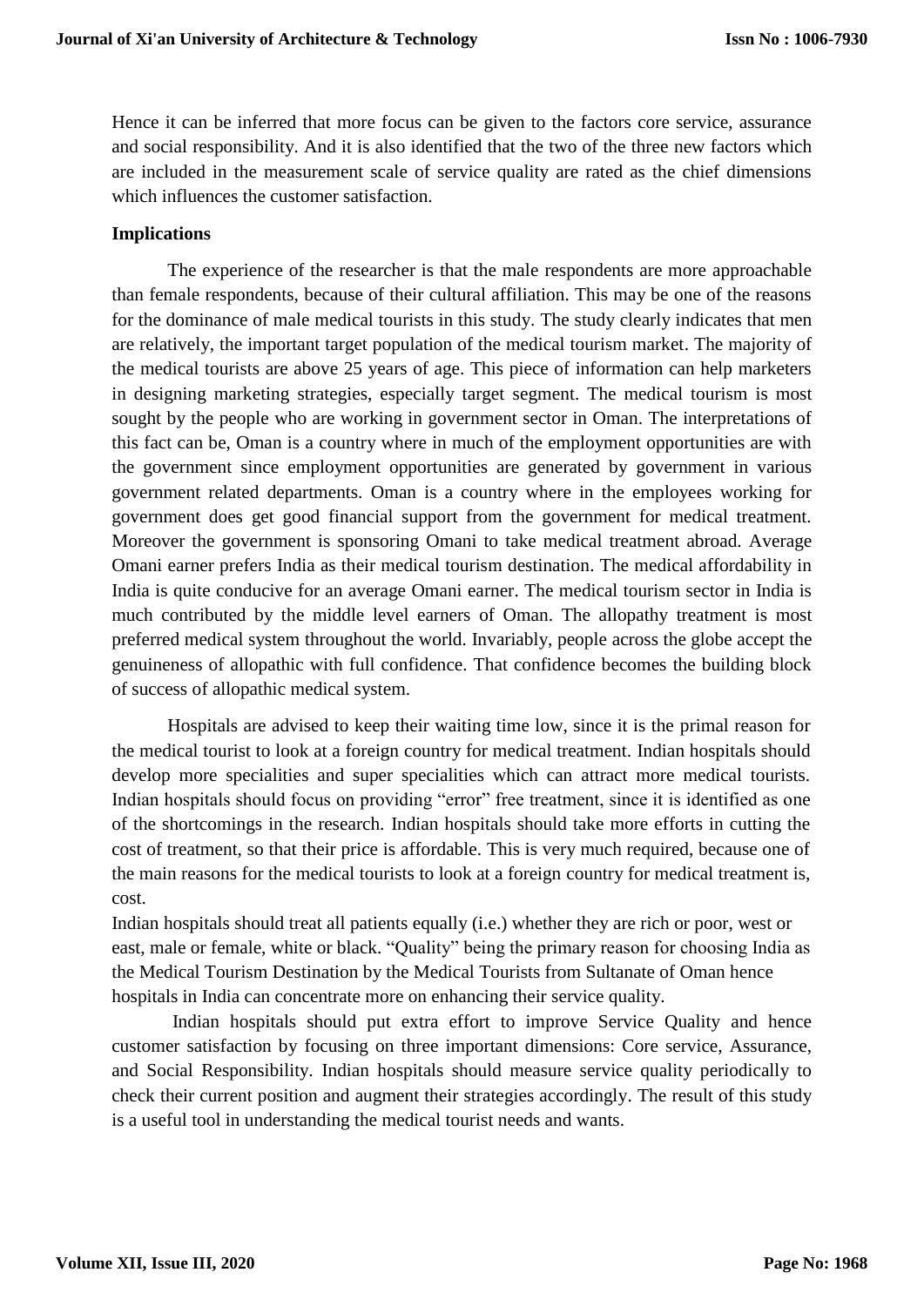Hence it can be inferred that more focus can be given to the factors core service, assurance and social responsibility. And it is also identified that the two of the three new factors which are included in the measurement scale of service quality are rated as the chief dimensions which influences the customer satisfaction.

**Implications**

The experience of the researcher is that the male respondents are more approachable than female respondents, because of their cultural affiliation. This may be one of the reasons for the dominance of male medical tourists in this study. The study clearly indicates that men are relatively, the important target population of the medical tourism market. The majority of the medical tourists are above 25 years of age. This piece of information can help marketers in designing marketing strategies, especially target segment. The medical tourism is most sought by the people who are working in government sector in Oman. The interpretations of this fact can be, Oman is a country where in much of the employment opportunities are with the government since employment opportunities are generated by government in various government related departments. Oman is a country where in the employees working for government does get good financial support from the government for medical treatment. Moreover the government is sponsoring Omani to take medical treatment abroad. Average Omani earner prefers India as their medical tourism destination. The medical affordability in India is quite conducive for an average Omani earner. The medical tourism sector in India is much contributed by the middle level earners of Oman. The allopathy treatment is most preferred medical system throughout the world. Invariably, people across the globe accept the genuineness of allopathic with full confidence. That confidence becomes the building block of success of allopathic medical system.

Hospitals are advised to keep their waiting time low, since it is the primal reason for the medical tourist to look at a foreign country for medical treatment. Indian hospitals should develop more specialities and super specialities which can attract more medical tourists. Indian hospitals should focus on providing "error" free treatment, since it is identified as one of the shortcomings in the research. Indian hospitals should take more efforts in cutting the cost of treatment, so that their price is affordable. This is very much required, because one of the main reasons for the medical tourists to look at a foreign country for medical treatment is, cost.

Indian hospitals should treat all patients equally (i.e.) whether they are rich or poor, west or east, male or female, white or black. "Quality" being the primary reason for choosing India as the Medical Tourism Destination by the Medical Tourists from Sultanate of Oman hence hospitals in India can concentrate more on enhancing their service quality.

Indian hospitals should put extra effort to improve Service Quality and hence customer satisfaction by focusing on three important dimensions: Core service, Assurance, and Social Responsibility. Indian hospitals should measure service quality periodically to check their current position and augment their strategies accordingly. The result of this study is a useful tool in understanding the medical tourist needs and wants.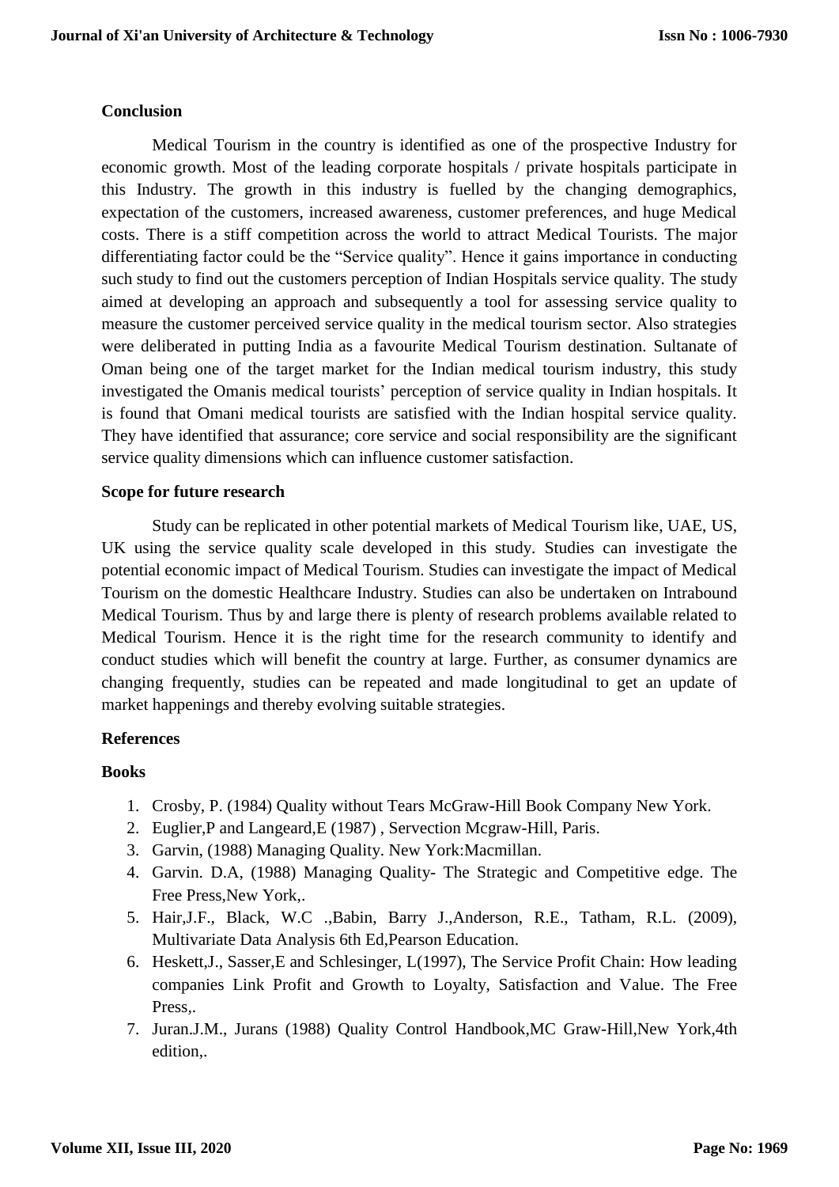## Conclusion

Medical Tourism in the country is identified as one of the prospective Industry for economic growth. Most of the leading corporate hospitals / private hospitals participate in this Industry. The growth in this industry is fuelled by the changing demographics, expectation of the customers, increased awareness, customer preferences, and huge Medical costs. There is a stiff competition across the world to attract Medical Tourists. The major differentiating factor could be the "Service quality". Hence it gains importance in conducting such study to find out the customers perception of Indian Hospitals service quality. The study aimed at developing an approach and subsequently a tool for assessing service quality to measure the customer perceived service quality in the medical tourism sector. Also strategies were deliberated in putting India as a favourite Medical Tourism destination. Sultanate of Oman being one of the target market for the Indian medical tourism industry, this study investigated the Omanis medical tourists' perception of service quality in Indian hospitals. It is found that Omani medical tourists are satisfied with the Indian hospital service quality. They have identified that assurance; core service and social responsibility are the significant service quality dimensions which can influence customer satisfaction.

## Scope for future research

Study can be replicated in other potential markets of Medical Tourism like, UAE, US, UK using the service quality scale developed in this study. Studies can investigate the potential economic impact of Medical Tourism. Studies can investigate the impact of Medical Tourism on the domestic Healthcare Industry. Studies can also be undertaken on Intrabound Medical Tourism. Thus by and large there is plenty of research problems available related to Medical Tourism. Hence it is the right time for the research community to identify and conduct studies which will benefit the country at large. Further, as consumer dynamics are changing frequently, studies can be repeated and made longitudinal to get an update of market happenings and thereby evolving suitable strategies.

## References

### Books

1. Crosby, P. (1984) Quality without Tears McGraw-Hill Book Company New York.
2. Euglier,P and Langeard,E (1987) , Servection Mcgraw-Hill, Paris.
3. Garvin, (1988) Managing Quality. New York:Macmillan.
4. Garvin. D.A, (1988) Managing Quality- The Strategic and Competitive edge. The Free Press,New York,.
5. Hair,J.F., Black, W.C .,Babin, Barry J.,Anderson, R.E., Tatham, R.L. (2009), Multivariate Data Analysis 6th Ed,Pearson Education.
6. Heskett,J., Sasser,E and Schlesinger, L(1997), The Service Profit Chain: How leading companies Link Profit and Growth to Loyalty, Satisfaction and Value. The Free Press,.
7. Juran.J.M., Jurans (1988) Quality Control Handbook,MC Graw-Hill,New York,4th edition,.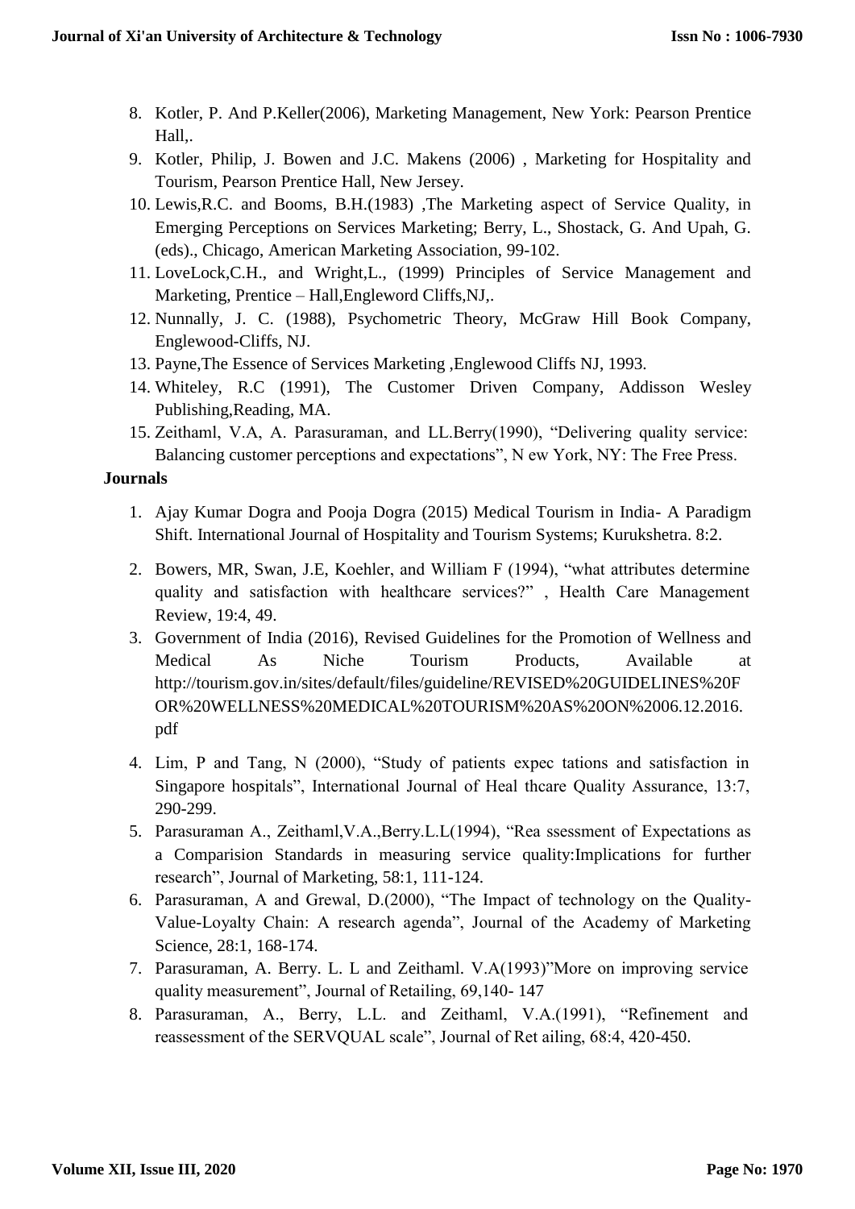8. Kotler, P. And P.Keller(2006), Marketing Management, New York: Pearson Prentice Hall,.
9. Kotler, Philip, J. Bowen and J.C. Makens (2006) , Marketing for Hospitality and Tourism, Pearson Prentice Hall, New Jersey.
10. Lewis,R.C. and Booms, B.H.(1983) ,The Marketing aspect of Service Quality, in Emerging Perceptions on Services Marketing; Berry, L., Shostack, G. And Upah, G. (eds)., Chicago, American Marketing Association, 99-102.
11. LoveLock,C.H., and Wright,L., (1999) Principles of Service Management and Marketing, Prentice – Hall,Engleword Cliffs,NJ,.
12. Nunnally, J. C. (1988), Psychometric Theory, McGraw Hill Book Company, Englewood-Cliffs, NJ.
13. Payne,The Essence of Services Marketing ,Englewood Cliffs NJ, 1993.
14. Whiteley, R.C (1991), The Customer Driven Company, Addisson Wesley Publishing,Reading, MA.
15. Zeithaml, V.A, A. Parasuraman, and LL.Berry(1990), "Delivering quality service: Balancing customer perceptions and expectations", N ew York, NY: The Free Press.

**Journals**

1. Ajay Kumar Dogra and Pooja Dogra (2015) Medical Tourism in India- A Paradigm Shift. International Journal of Hospitality and Tourism Systems; Kurukshetra. 8:2.
2. Bowers, MR, Swan, J.E, Koehler, and William F (1994), "what attributes determine quality and satisfaction with healthcare services?" , Health Care Management Review, 19:4, 49.
3. Government of India (2016), Revised Guidelines for the Promotion of Wellness and Medical As Niche Tourism Products, Available at http://tourism.gov.in/sites/default/files/guideline/REVISED%20GUIDELINES%20FOR%20WELLNESS%20MEDICAL%20TOURISM%20AS%20ON%2006.12.2016.pdf
4. Lim, P and Tang, N (2000), "Study of patients expec tations and satisfaction in Singapore hospitals", International Journal of Heal thcare Quality Assurance, 13:7, 290-299.
5. Parasuraman A., Zeithaml,V.A.,Berry.L.L(1994), "Rea ssessment of Expectations as a Comparision Standards in measuring service quality:Implications for further research", Journal of Marketing, 58:1, 111-124.
6. Parasuraman, A and Grewal, D.(2000), "The Impact of technology on the Quality-Value-Loyalty Chain: A research agenda", Journal of the Academy of Marketing Science, 28:1, 168-174.
7. Parasuraman, A. Berry. L. L and Zeithaml. V.A(1993)"More on improving service quality measurement", Journal of Retailing, 69,140- 147
8. Parasuraman, A., Berry, L.L. and Zeithaml, V.A.(1991), "Refinement and reassessment of the SERVQUAL scale", Journal of Ret ailing, 68:4, 420-450.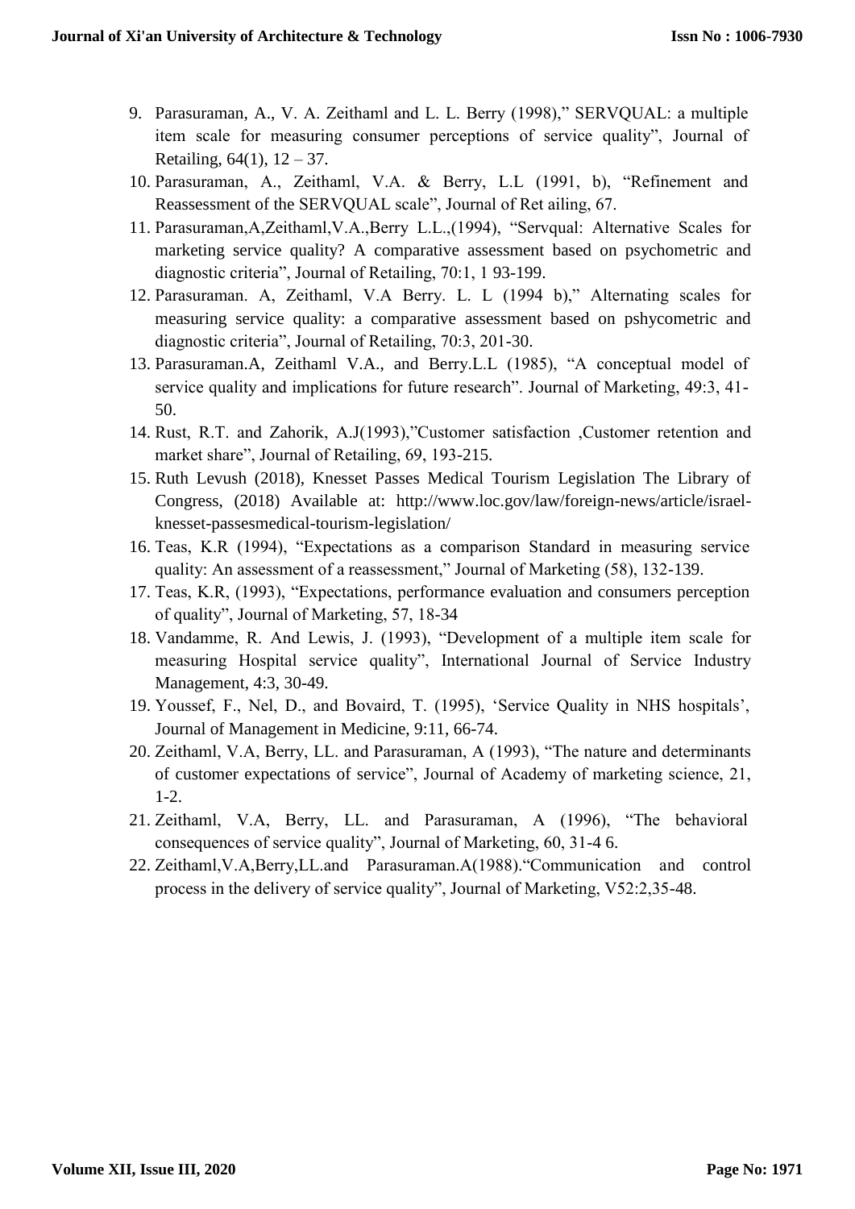9. Parasuraman, A., V. A. Zeithaml and L. L. Berry (1998)," SERVQUAL: a multiple item scale for measuring consumer perceptions of service quality", Journal of Retailing, 64(1), 12 – 37.
10. Parasuraman, A., Zeithaml, V.A. & Berry, L.L (1991, b), "Refinement and Reassessment of the SERVQUAL scale", Journal of Ret ailing, 67.
11. Parasuraman,A,Zeithaml,V.A.,Berry L.L.,(1994), "Servqual: Alternative Scales for marketing service quality? A comparative assessment based on psychometric and diagnostic criteria", Journal of Retailing, 70:1, 1 93-199.
12. Parasuraman. A, Zeithaml, V.A Berry. L. L (1994 b)," Alternating scales for measuring service quality: a comparative assessment based on pshycometric and diagnostic criteria", Journal of Retailing, 70:3, 201-30.
13. Parasuraman.A, Zeithaml V.A., and Berry.L.L (1985), "A conceptual model of service quality and implications for future research". Journal of Marketing, 49:3, 41-50.
14. Rust, R.T. and Zahorik, A.J(1993),"Customer satisfaction ,Customer retention and market share", Journal of Retailing, 69, 193-215.
15. Ruth Levush (2018), Knesset Passes Medical Tourism Legislation The Library of Congress, (2018) Available at: http://www.loc.gov/law/foreign-news/article/israel-knesset-passesmedical-tourism-legislation/
16. Teas, K.R (1994), "Expectations as a comparison Standard in measuring service quality: An assessment of a reassessment," Journal of Marketing (58), 132-139.
17. Teas, K.R, (1993), "Expectations, performance evaluation and consumers perception of quality", Journal of Marketing, 57, 18-34
18. Vandamme, R. And Lewis, J. (1993), "Development of a multiple item scale for measuring Hospital service quality", International Journal of Service Industry Management, 4:3, 30-49.
19. Youssef, F., Nel, D., and Bovaird, T. (1995), 'Service Quality in NHS hospitals', Journal of Management in Medicine, 9:11, 66-74.
20. Zeithaml, V.A, Berry, LL. and Parasuraman, A (1993), "The nature and determinants of customer expectations of service", Journal of Academy of marketing science, 21, 1-2.
21. Zeithaml, V.A, Berry, LL. and Parasuraman, A (1996), "The behavioral consequences of service quality", Journal of Marketing, 60, 31-4 6.
22. Zeithaml,V.A,Berry,LL.and Parasuraman.A(1988)."Communication and control process in the delivery of service quality", Journal of Marketing, V52:2,35-48.